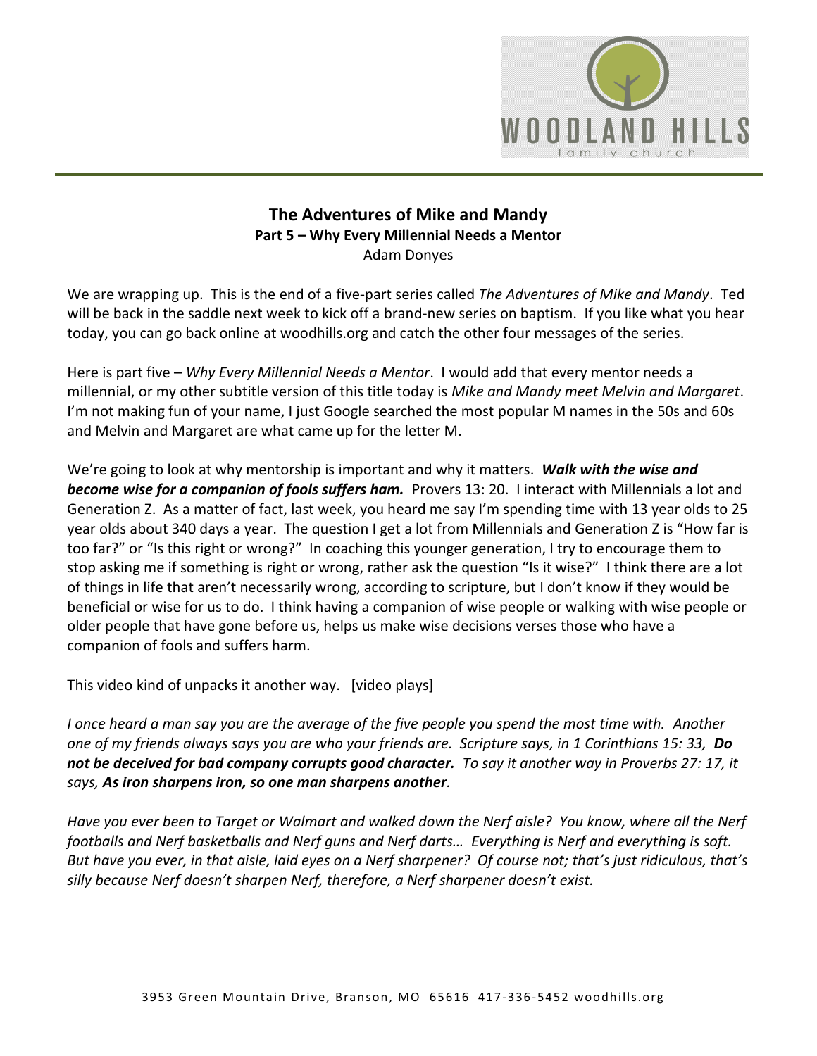# The Adventures of Mike and Mandy

## Part 5 – Why Every Millennial Needs a Mentor

Adam Donyes

We are wrapping up. This is the end of a five-part series called *The Adventures of Mike and Mandy*. Ted will be back in the saddle next week to kick off a brand-new series on baptism. If you like what you hear today, you can go back online at woodhills.org and catch the other four messages of the series.

Here is part five – *Why Every Millennial Needs a Mentor*. I would add that every mentor needs a millennial, or my other subtitle version of this title today is *Mike and Mandy meet Melvin and Margaret*. I'm not making fun of your name, I just Google searched the most popular M names in the 50s and 60s and Melvin and Margaret are what came up for the letter M.

We're going to look at why mentorship is important and why it matters. ***Walk with the wise and become wise for a companion of fools suffers ham.*** Provers 13: 20. I interact with Millennials a lot and Generation Z. As a matter of fact, last week, you heard me say I'm spending time with 13 year olds to 25 year olds about 340 days a year. The question I get a lot from Millennials and Generation Z is "How far is too far?" or "Is this right or wrong?" In coaching this younger generation, I try to encourage them to stop asking me if something is right or wrong, rather ask the question "Is it wise?" I think there are a lot of things in life that aren't necessarily wrong, according to scripture, but I don't know if they would be beneficial or wise for us to do. I think having a companion of wise people or walking with wise people or older people that have gone before us, helps us make wise decisions verses those who have a companion of fools and suffers harm.

This video kind of unpacks it another way. [video plays]

*I once heard a man say you are the average of the five people you spend the most time with. Another one of my friends always says you are who your friends are. Scripture says, in 1 Corinthians 15: 33,* ***Do not be deceived for bad company corrupts good character.*** *To say it another way in Proverbs 27: 17, it says,* ***As iron sharpens iron, so one man sharpens another****.*

*Have you ever been to Target or Walmart and walked down the Nerf aisle? You know, where all the Nerf footballs and Nerf basketballs and Nerf guns and Nerf darts… Everything is Nerf and everything is soft. But have you ever, in that aisle, laid eyes on a Nerf sharpener? Of course not; that's just ridiculous, that's silly because Nerf doesn't sharpen Nerf, therefore, a Nerf sharpener doesn't exist.*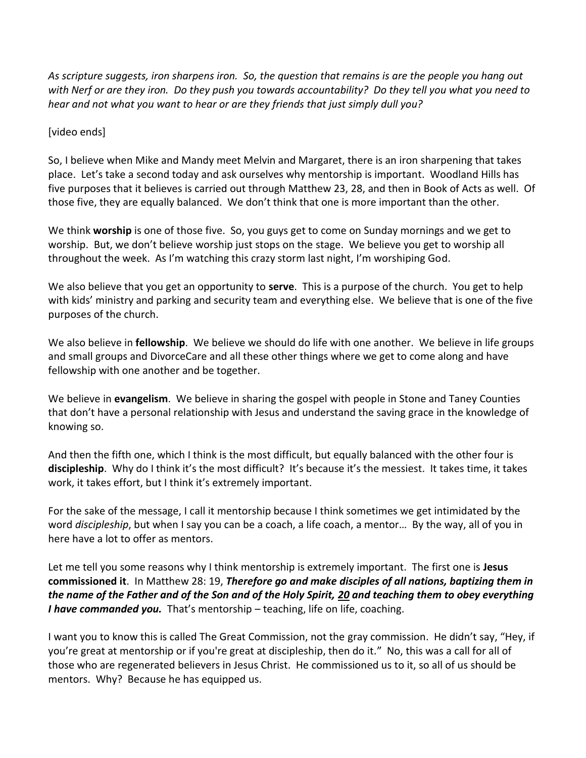*As scripture suggests, iron sharpens iron. So, the question that remains is are the people you hang out with Nerf or are they iron. Do they push you towards accountability? Do they tell you what you need to hear and not what you want to hear or are they friends that just simply dull you?*

[video ends]

So, I believe when Mike and Mandy meet Melvin and Margaret, there is an iron sharpening that takes place. Let's take a second today and ask ourselves why mentorship is important. Woodland Hills has five purposes that it believes is carried out through Matthew 23, 28, and then in Book of Acts as well. Of those five, they are equally balanced. We don't think that one is more important than the other.

We think **worship** is one of those five. So, you guys get to come on Sunday mornings and we get to worship. But, we don't believe worship just stops on the stage. We believe you get to worship all throughout the week. As I'm watching this crazy storm last night, I'm worshiping God.

We also believe that you get an opportunity to **serve**. This is a purpose of the church. You get to help with kids' ministry and parking and security team and everything else. We believe that is one of the five purposes of the church.

We also believe in **fellowship**. We believe we should do life with one another. We believe in life groups and small groups and DivorceCare and all these other things where we get to come along and have fellowship with one another and be together.

We believe in **evangelism**. We believe in sharing the gospel with people in Stone and Taney Counties that don't have a personal relationship with Jesus and understand the saving grace in the knowledge of knowing so.

And then the fifth one, which I think is the most difficult, but equally balanced with the other four is **discipleship**. Why do I think it's the most difficult? It's because it's the messiest. It takes time, it takes work, it takes effort, but I think it's extremely important.

For the sake of the message, I call it mentorship because I think sometimes we get intimidated by the word *discipleship*, but when I say you can be a coach, a life coach, a mentor… By the way, all of you in here have a lot to offer as mentors.

Let me tell you some reasons why I think mentorship is extremely important. The first one is **Jesus commissioned it**. In Matthew 28: 19, ***Therefore go and make disciples of all nations, baptizing them in the name of the Father and of the Son and of the Holy Spirit, 20 and teaching them to obey everything I have commanded you.*** That's mentorship – teaching, life on life, coaching.

I want you to know this is called The Great Commission, not the gray commission. He didn't say, "Hey, if you're great at mentorship or if you're great at discipleship, then do it." No, this was a call for all of those who are regenerated believers in Jesus Christ. He commissioned us to it, so all of us should be mentors. Why? Because he has equipped us.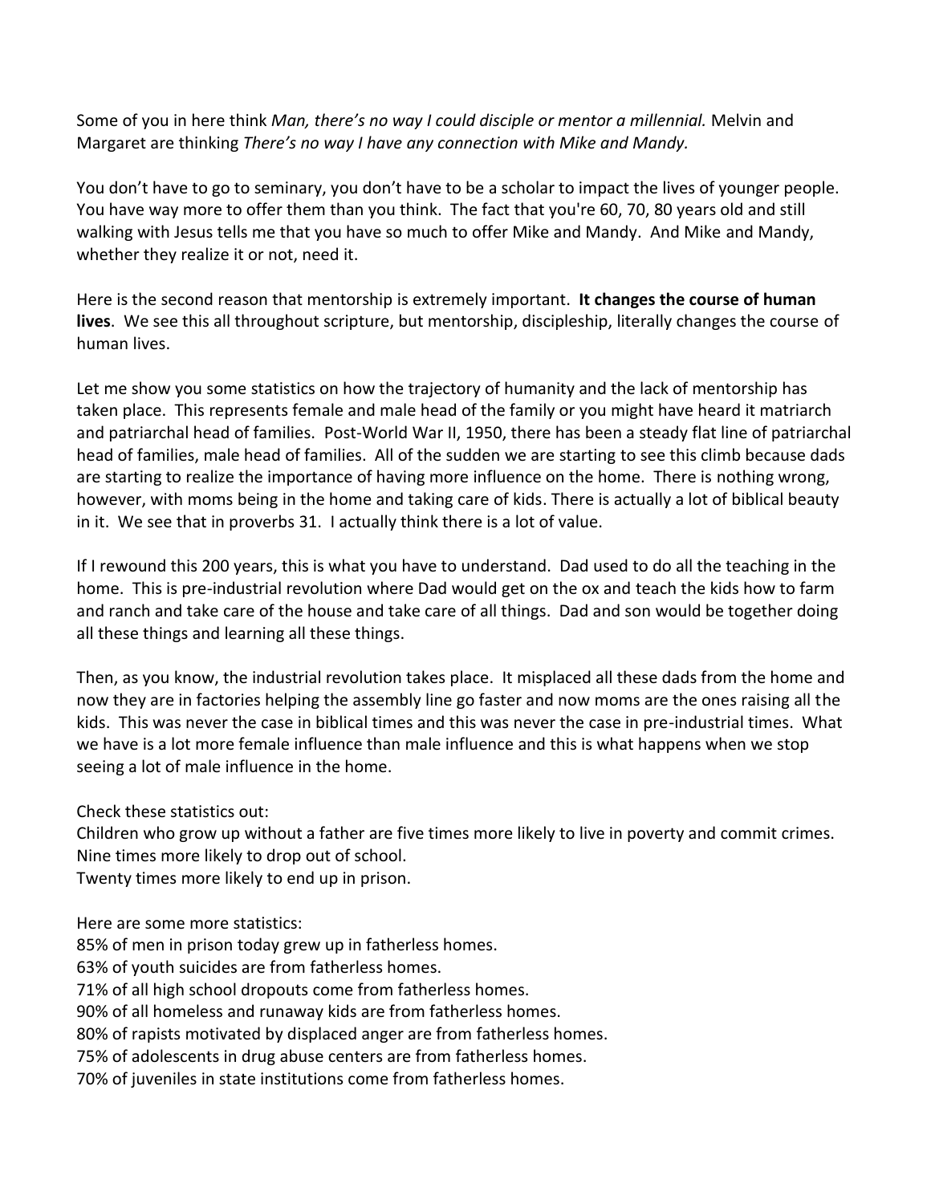Some of you in here think *Man, there's no way I could disciple or mentor a millennial.* Melvin and Margaret are thinking *There's no way I have any connection with Mike and Mandy.*

You don't have to go to seminary, you don't have to be a scholar to impact the lives of younger people. You have way more to offer them than you think. The fact that you're 60, 70, 80 years old and still walking with Jesus tells me that you have so much to offer Mike and Mandy. And Mike and Mandy, whether they realize it or not, need it.

Here is the second reason that mentorship is extremely important. **It changes the course of human lives**. We see this all throughout scripture, but mentorship, discipleship, literally changes the course of human lives.

Let me show you some statistics on how the trajectory of humanity and the lack of mentorship has taken place. This represents female and male head of the family or you might have heard it matriarch and patriarchal head of families. Post-World War II, 1950, there has been a steady flat line of patriarchal head of families, male head of families. All of the sudden we are starting to see this climb because dads are starting to realize the importance of having more influence on the home. There is nothing wrong, however, with moms being in the home and taking care of kids. There is actually a lot of biblical beauty in it. We see that in proverbs 31. I actually think there is a lot of value.

If I rewound this 200 years, this is what you have to understand. Dad used to do all the teaching in the home. This is pre-industrial revolution where Dad would get on the ox and teach the kids how to farm and ranch and take care of the house and take care of all things. Dad and son would be together doing all these things and learning all these things.

Then, as you know, the industrial revolution takes place. It misplaced all these dads from the home and now they are in factories helping the assembly line go faster and now moms are the ones raising all the kids. This was never the case in biblical times and this was never the case in pre-industrial times. What we have is a lot more female influence than male influence and this is what happens when we stop seeing a lot of male influence in the home.

Check these statistics out:
Children who grow up without a father are five times more likely to live in poverty and commit crimes.
Nine times more likely to drop out of school.
Twenty times more likely to end up in prison.

Here are some more statistics:
85% of men in prison today grew up in fatherless homes.
63% of youth suicides are from fatherless homes.
71% of all high school dropouts come from fatherless homes.
90% of all homeless and runaway kids are from fatherless homes.
80% of rapists motivated by displaced anger are from fatherless homes.
75% of adolescents in drug abuse centers are from fatherless homes.
70% of juveniles in state institutions come from fatherless homes.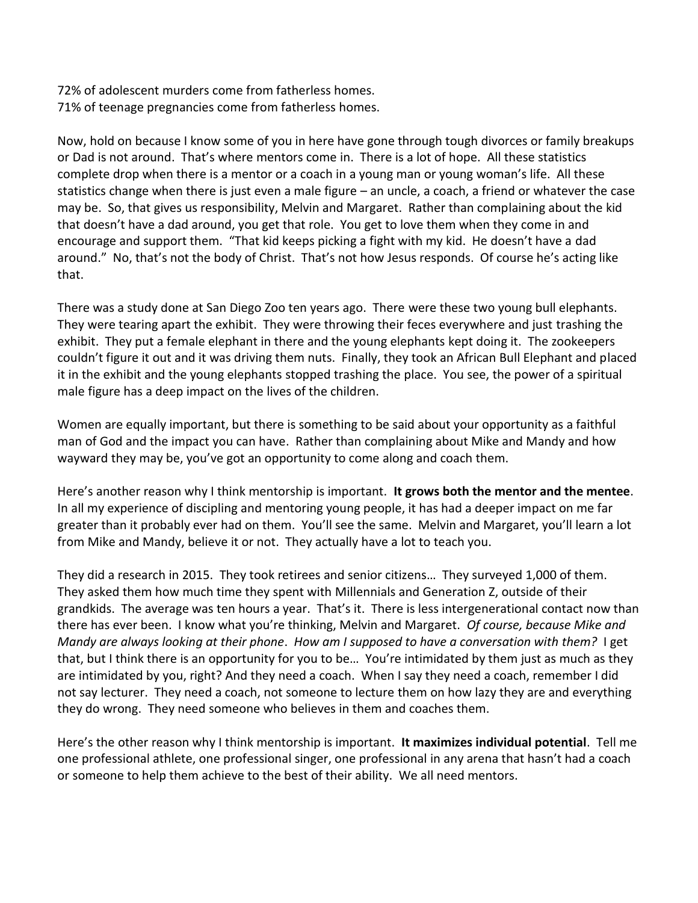72% of adolescent murders come from fatherless homes.
71% of teenage pregnancies come from fatherless homes.

Now, hold on because I know some of you in here have gone through tough divorces or family breakups or Dad is not around. That's where mentors come in. There is a lot of hope. All these statistics complete drop when there is a mentor or a coach in a young man or young woman's life. All these statistics change when there is just even a male figure – an uncle, a coach, a friend or whatever the case may be. So, that gives us responsibility, Melvin and Margaret. Rather than complaining about the kid that doesn't have a dad around, you get that role. You get to love them when they come in and encourage and support them. "That kid keeps picking a fight with my kid. He doesn't have a dad around." No, that's not the body of Christ. That's not how Jesus responds. Of course he's acting like that.

There was a study done at San Diego Zoo ten years ago. There were these two young bull elephants. They were tearing apart the exhibit. They were throwing their feces everywhere and just trashing the exhibit. They put a female elephant in there and the young elephants kept doing it. The zookeepers couldn't figure it out and it was driving them nuts. Finally, they took an African Bull Elephant and placed it in the exhibit and the young elephants stopped trashing the place. You see, the power of a spiritual male figure has a deep impact on the lives of the children.

Women are equally important, but there is something to be said about your opportunity as a faithful man of God and the impact you can have. Rather than complaining about Mike and Mandy and how wayward they may be, you've got an opportunity to come along and coach them.

Here's another reason why I think mentorship is important. **It grows both the mentor and the mentee**. In all my experience of discipling and mentoring young people, it has had a deeper impact on me far greater than it probably ever had on them. You'll see the same. Melvin and Margaret, you'll learn a lot from Mike and Mandy, believe it or not. They actually have a lot to teach you.

They did a research in 2015. They took retirees and senior citizens… They surveyed 1,000 of them. They asked them how much time they spent with Millennials and Generation Z, outside of their grandkids. The average was ten hours a year. That's it. There is less intergenerational contact now than there has ever been. I know what you're thinking, Melvin and Margaret. *Of course, because Mike and Mandy are always looking at their phone*. *How am I supposed to have a conversation with them?* I get that, but I think there is an opportunity for you to be… You're intimidated by them just as much as they are intimidated by you, right? And they need a coach. When I say they need a coach, remember I did not say lecturer. They need a coach, not someone to lecture them on how lazy they are and everything they do wrong. They need someone who believes in them and coaches them.

Here's the other reason why I think mentorship is important. **It maximizes individual potential**. Tell me one professional athlete, one professional singer, one professional in any arena that hasn't had a coach or someone to help them achieve to the best of their ability. We all need mentors.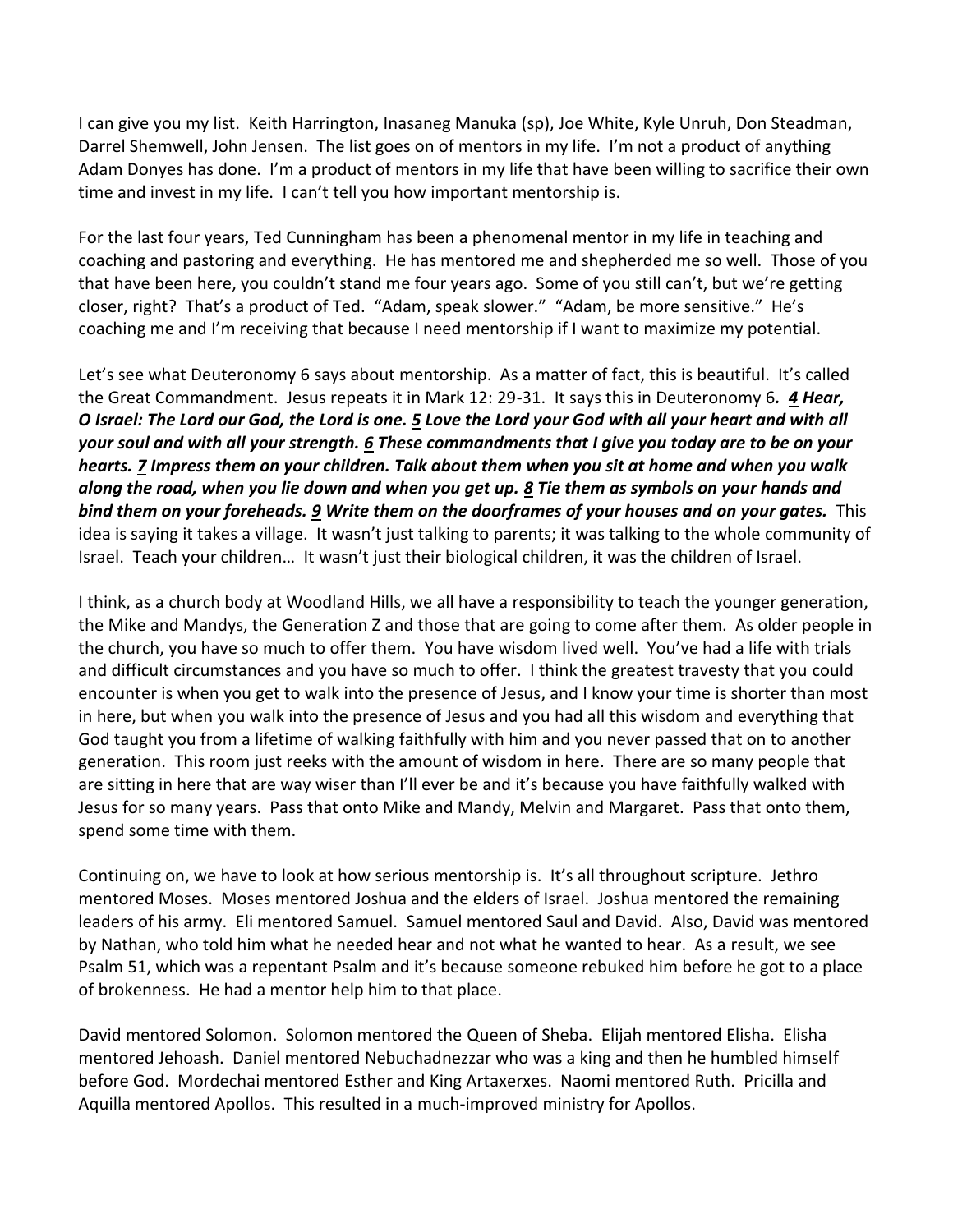I can give you my list. Keith Harrington, Inasaneg Manuka (sp), Joe White, Kyle Unruh, Don Steadman, Darrel Shemwell, John Jensen. The list goes on of mentors in my life. I'm not a product of anything Adam Donyes has done. I'm a product of mentors in my life that have been willing to sacrifice their own time and invest in my life. I can't tell you how important mentorship is.

For the last four years, Ted Cunningham has been a phenomenal mentor in my life in teaching and coaching and pastoring and everything. He has mentored me and shepherded me so well. Those of you that have been here, you couldn't stand me four years ago. Some of you still can't, but we're getting closer, right? That's a product of Ted. "Adam, speak slower." "Adam, be more sensitive." He's coaching me and I'm receiving that because I need mentorship if I want to maximize my potential.

Let's see what Deuteronomy 6 says about mentorship. As a matter of fact, this is beautiful. It's called the Great Commandment. Jesus repeats it in Mark 12: 29-31. It says this in Deuteronomy 6***. 4 Hear, O Israel: The Lord our God, the Lord is one. 5 Love the Lord your God with all your heart and with all your soul and with all your strength. 6 These commandments that I give you today are to be on your hearts. 7 Impress them on your children. Talk about them when you sit at home and when you walk along the road, when you lie down and when you get up. 8 Tie them as symbols on your hands and bind them on your foreheads. 9 Write them on the doorframes of your houses and on your gates.*** This idea is saying it takes a village. It wasn't just talking to parents; it was talking to the whole community of Israel. Teach your children… It wasn't just their biological children, it was the children of Israel.

I think, as a church body at Woodland Hills, we all have a responsibility to teach the younger generation, the Mike and Mandys, the Generation Z and those that are going to come after them. As older people in the church, you have so much to offer them. You have wisdom lived well. You've had a life with trials and difficult circumstances and you have so much to offer. I think the greatest travesty that you could encounter is when you get to walk into the presence of Jesus, and I know your time is shorter than most in here, but when you walk into the presence of Jesus and you had all this wisdom and everything that God taught you from a lifetime of walking faithfully with him and you never passed that on to another generation. This room just reeks with the amount of wisdom in here. There are so many people that are sitting in here that are way wiser than I'll ever be and it's because you have faithfully walked with Jesus for so many years. Pass that onto Mike and Mandy, Melvin and Margaret. Pass that onto them, spend some time with them.

Continuing on, we have to look at how serious mentorship is. It's all throughout scripture. Jethro mentored Moses. Moses mentored Joshua and the elders of Israel. Joshua mentored the remaining leaders of his army. Eli mentored Samuel. Samuel mentored Saul and David. Also, David was mentored by Nathan, who told him what he needed hear and not what he wanted to hear. As a result, we see Psalm 51, which was a repentant Psalm and it's because someone rebuked him before he got to a place of brokenness. He had a mentor help him to that place.

David mentored Solomon. Solomon mentored the Queen of Sheba. Elijah mentored Elisha. Elisha mentored Jehoash. Daniel mentored Nebuchadnezzar who was a king and then he humbled himself before God. Mordechai mentored Esther and King Artaxerxes. Naomi mentored Ruth. Pricilla and Aquilla mentored Apollos. This resulted in a much-improved ministry for Apollos.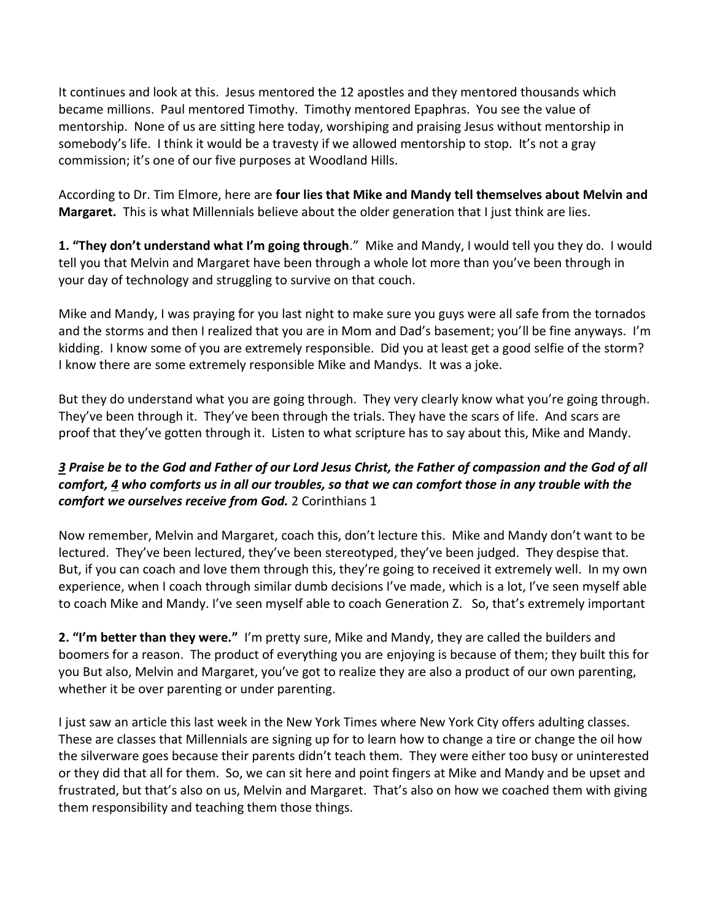It continues and look at this. Jesus mentored the 12 apostles and they mentored thousands which became millions. Paul mentored Timothy. Timothy mentored Epaphras. You see the value of mentorship. None of us are sitting here today, worshiping and praising Jesus without mentorship in somebody's life. I think it would be a travesty if we allowed mentorship to stop. It's not a gray commission; it's one of our five purposes at Woodland Hills.

According to Dr. Tim Elmore, here are **four lies that Mike and Mandy tell themselves about Melvin and Margaret.** This is what Millennials believe about the older generation that I just think are lies.

**1. "They don't understand what I'm going through**." Mike and Mandy, I would tell you they do. I would tell you that Melvin and Margaret have been through a whole lot more than you've been through in your day of technology and struggling to survive on that couch.

Mike and Mandy, I was praying for you last night to make sure you guys were all safe from the tornados and the storms and then I realized that you are in Mom and Dad's basement; you'll be fine anyways. I'm kidding. I know some of you are extremely responsible. Did you at least get a good selfie of the storm? I know there are some extremely responsible Mike and Mandys. It was a joke.

But they do understand what you are going through. They very clearly know what you're going through. They've been through it. They've been through the trials. They have the scars of life. And scars are proof that they've gotten through it. Listen to what scripture has to say about this, Mike and Mandy.

***3 Praise be to the God and Father of our Lord Jesus Christ, the Father of compassion and the God of all comfort, 4 who comforts us in all our troubles, so that we can comfort those in any trouble with the comfort we ourselves receive from God.*** 2 Corinthians 1

Now remember, Melvin and Margaret, coach this, don't lecture this. Mike and Mandy don't want to be lectured. They've been lectured, they've been stereotyped, they've been judged. They despise that. But, if you can coach and love them through this, they're going to received it extremely well. In my own experience, when I coach through similar dumb decisions I've made, which is a lot, I've seen myself able to coach Mike and Mandy. I've seen myself able to coach Generation Z. So, that's extremely important

**2. "I'm better than they were."** I'm pretty sure, Mike and Mandy, they are called the builders and boomers for a reason. The product of everything you are enjoying is because of them; they built this for you But also, Melvin and Margaret, you've got to realize they are also a product of our own parenting, whether it be over parenting or under parenting.

I just saw an article this last week in the New York Times where New York City offers adulting classes. These are classes that Millennials are signing up for to learn how to change a tire or change the oil how the silverware goes because their parents didn't teach them. They were either too busy or uninterested or they did that all for them. So, we can sit here and point fingers at Mike and Mandy and be upset and frustrated, but that's also on us, Melvin and Margaret. That's also on how we coached them with giving them responsibility and teaching them those things.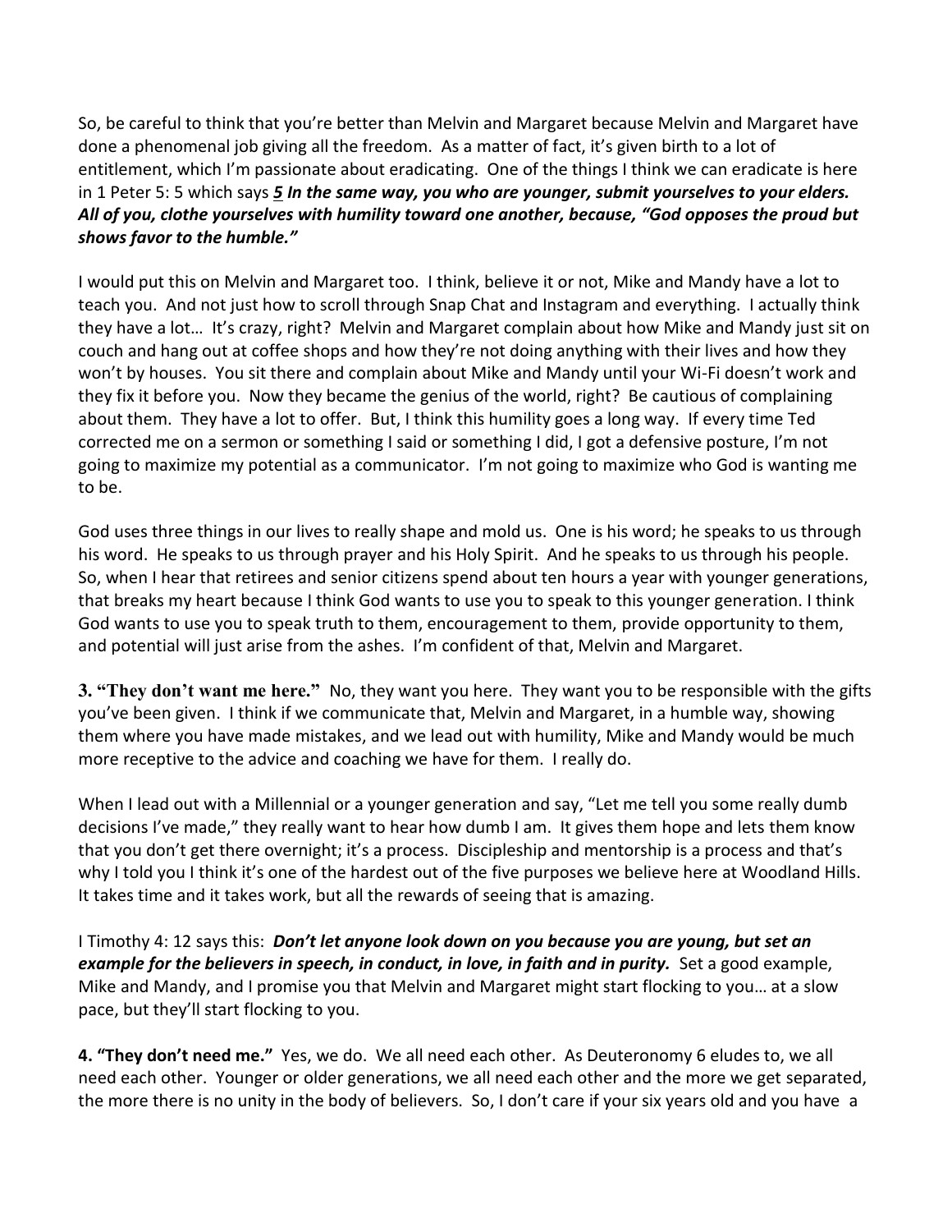So, be careful to think that you're better than Melvin and Margaret because Melvin and Margaret have done a phenomenal job giving all the freedom. As a matter of fact, it's given birth to a lot of entitlement, which I'm passionate about eradicating. One of the things I think we can eradicate is here in 1 Peter 5: 5 which says ***5 In the same way, you who are younger, submit yourselves to your elders. All of you, clothe yourselves with humility toward one another, because, "God opposes the proud but shows favor to the humble."***

I would put this on Melvin and Margaret too. I think, believe it or not, Mike and Mandy have a lot to teach you. And not just how to scroll through Snap Chat and Instagram and everything. I actually think they have a lot… It's crazy, right? Melvin and Margaret complain about how Mike and Mandy just sit on couch and hang out at coffee shops and how they're not doing anything with their lives and how they won't by houses. You sit there and complain about Mike and Mandy until your Wi-Fi doesn't work and they fix it before you. Now they became the genius of the world, right? Be cautious of complaining about them. They have a lot to offer. But, I think this humility goes a long way. If every time Ted corrected me on a sermon or something I said or something I did, I got a defensive posture, I'm not going to maximize my potential as a communicator. I'm not going to maximize who God is wanting me to be.

God uses three things in our lives to really shape and mold us. One is his word; he speaks to us through his word. He speaks to us through prayer and his Holy Spirit. And he speaks to us through his people. So, when I hear that retirees and senior citizens spend about ten hours a year with younger generations, that breaks my heart because I think God wants to use you to speak to this younger generation. I think God wants to use you to speak truth to them, encouragement to them, provide opportunity to them, and potential will just arise from the ashes. I'm confident of that, Melvin and Margaret.

**3. "They don't want me here."** No, they want you here. They want you to be responsible with the gifts you've been given. I think if we communicate that, Melvin and Margaret, in a humble way, showing them where you have made mistakes, and we lead out with humility, Mike and Mandy would be much more receptive to the advice and coaching we have for them. I really do.

When I lead out with a Millennial or a younger generation and say, "Let me tell you some really dumb decisions I've made," they really want to hear how dumb I am. It gives them hope and lets them know that you don't get there overnight; it's a process. Discipleship and mentorship is a process and that's why I told you I think it's one of the hardest out of the five purposes we believe here at Woodland Hills. It takes time and it takes work, but all the rewards of seeing that is amazing.

I Timothy 4: 12 says this: ***Don't let anyone look down on you because you are young, but set an example for the believers in speech, in conduct, in love, in faith and in purity.*** Set a good example, Mike and Mandy, and I promise you that Melvin and Margaret might start flocking to you… at a slow pace, but they'll start flocking to you.

**4. "They don't need me."** Yes, we do. We all need each other. As Deuteronomy 6 eludes to, we all need each other. Younger or older generations, we all need each other and the more we get separated, the more there is no unity in the body of believers. So, I don't care if your six years old and you have a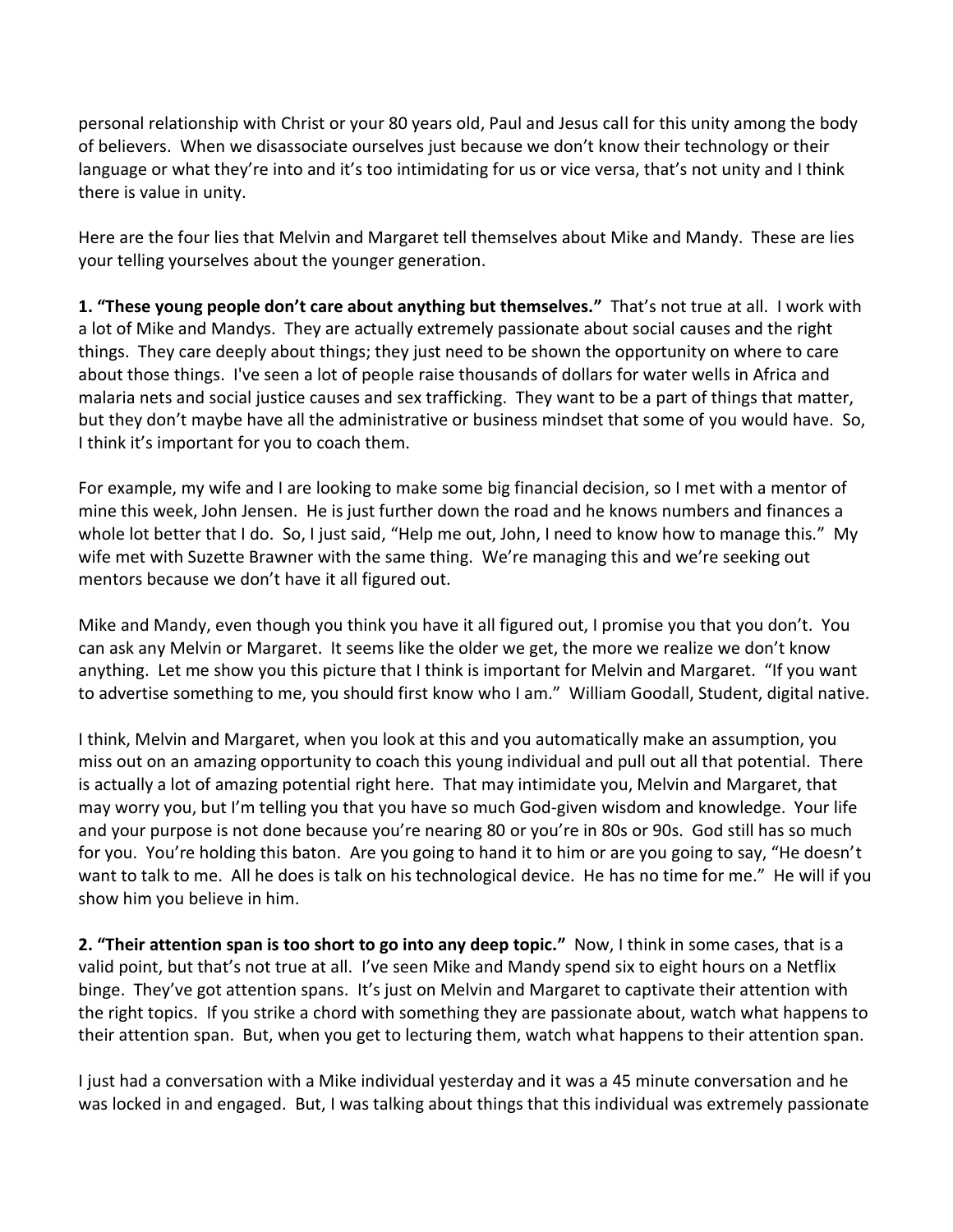personal relationship with Christ or your 80 years old, Paul and Jesus call for this unity among the body of believers. When we disassociate ourselves just because we don't know their technology or their language or what they're into and it's too intimidating for us or vice versa, that's not unity and I think there is value in unity.

Here are the four lies that Melvin and Margaret tell themselves about Mike and Mandy. These are lies your telling yourselves about the younger generation.

**1. "These young people don't care about anything but themselves."** That's not true at all. I work with a lot of Mike and Mandys. They are actually extremely passionate about social causes and the right things. They care deeply about things; they just need to be shown the opportunity on where to care about those things. I've seen a lot of people raise thousands of dollars for water wells in Africa and malaria nets and social justice causes and sex trafficking. They want to be a part of things that matter, but they don't maybe have all the administrative or business mindset that some of you would have. So, I think it's important for you to coach them.

For example, my wife and I are looking to make some big financial decision, so I met with a mentor of mine this week, John Jensen. He is just further down the road and he knows numbers and finances a whole lot better that I do. So, I just said, "Help me out, John, I need to know how to manage this." My wife met with Suzette Brawner with the same thing. We're managing this and we're seeking out mentors because we don't have it all figured out.

Mike and Mandy, even though you think you have it all figured out, I promise you that you don't. You can ask any Melvin or Margaret. It seems like the older we get, the more we realize we don't know anything. Let me show you this picture that I think is important for Melvin and Margaret. "If you want to advertise something to me, you should first know who I am." William Goodall, Student, digital native.

I think, Melvin and Margaret, when you look at this and you automatically make an assumption, you miss out on an amazing opportunity to coach this young individual and pull out all that potential. There is actually a lot of amazing potential right here. That may intimidate you, Melvin and Margaret, that may worry you, but I'm telling you that you have so much God-given wisdom and knowledge. Your life and your purpose is not done because you're nearing 80 or you're in 80s or 90s. God still has so much for you. You're holding this baton. Are you going to hand it to him or are you going to say, "He doesn't want to talk to me. All he does is talk on his technological device. He has no time for me." He will if you show him you believe in him.

**2. "Their attention span is too short to go into any deep topic."** Now, I think in some cases, that is a valid point, but that's not true at all. I've seen Mike and Mandy spend six to eight hours on a Netflix binge. They've got attention spans. It's just on Melvin and Margaret to captivate their attention with the right topics. If you strike a chord with something they are passionate about, watch what happens to their attention span. But, when you get to lecturing them, watch what happens to their attention span.

I just had a conversation with a Mike individual yesterday and it was a 45 minute conversation and he was locked in and engaged. But, I was talking about things that this individual was extremely passionate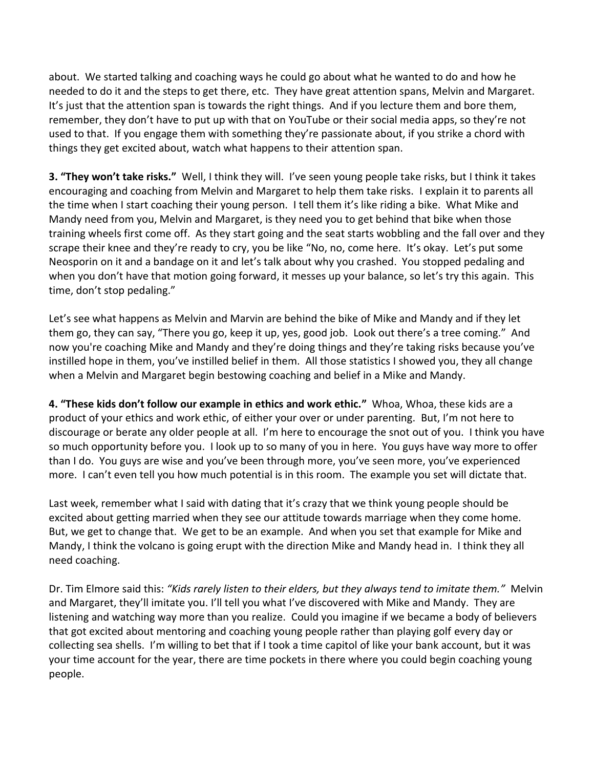about. We started talking and coaching ways he could go about what he wanted to do and how he needed to do it and the steps to get there, etc. They have great attention spans, Melvin and Margaret. It's just that the attention span is towards the right things. And if you lecture them and bore them, remember, they don't have to put up with that on YouTube or their social media apps, so they're not used to that. If you engage them with something they're passionate about, if you strike a chord with things they get excited about, watch what happens to their attention span.

**3. "They won't take risks."** Well, I think they will. I've seen young people take risks, but I think it takes encouraging and coaching from Melvin and Margaret to help them take risks. I explain it to parents all the time when I start coaching their young person. I tell them it's like riding a bike. What Mike and Mandy need from you, Melvin and Margaret, is they need you to get behind that bike when those training wheels first come off. As they start going and the seat starts wobbling and the fall over and they scrape their knee and they're ready to cry, you be like "No, no, come here. It's okay. Let's put some Neosporin on it and a bandage on it and let's talk about why you crashed. You stopped pedaling and when you don't have that motion going forward, it messes up your balance, so let's try this again. This time, don't stop pedaling."

Let's see what happens as Melvin and Marvin are behind the bike of Mike and Mandy and if they let them go, they can say, "There you go, keep it up, yes, good job. Look out there's a tree coming." And now you're coaching Mike and Mandy and they're doing things and they're taking risks because you've instilled hope in them, you've instilled belief in them. All those statistics I showed you, they all change when a Melvin and Margaret begin bestowing coaching and belief in a Mike and Mandy.

**4. "These kids don't follow our example in ethics and work ethic."** Whoa, Whoa, these kids are a product of your ethics and work ethic, of either your over or under parenting. But, I'm not here to discourage or berate any older people at all. I'm here to encourage the snot out of you. I think you have so much opportunity before you. I look up to so many of you in here. You guys have way more to offer than I do. You guys are wise and you've been through more, you've seen more, you've experienced more. I can't even tell you how much potential is in this room. The example you set will dictate that.

Last week, remember what I said with dating that it's crazy that we think young people should be excited about getting married when they see our attitude towards marriage when they come home. But, we get to change that. We get to be an example. And when you set that example for Mike and Mandy, I think the volcano is going erupt with the direction Mike and Mandy head in. I think they all need coaching.

Dr. Tim Elmore said this: *"Kids rarely listen to their elders, but they always tend to imitate them."* Melvin and Margaret, they'll imitate you. I'll tell you what I've discovered with Mike and Mandy. They are listening and watching way more than you realize. Could you imagine if we became a body of believers that got excited about mentoring and coaching young people rather than playing golf every day or collecting sea shells. I'm willing to bet that if I took a time capitol of like your bank account, but it was your time account for the year, there are time pockets in there where you could begin coaching young people.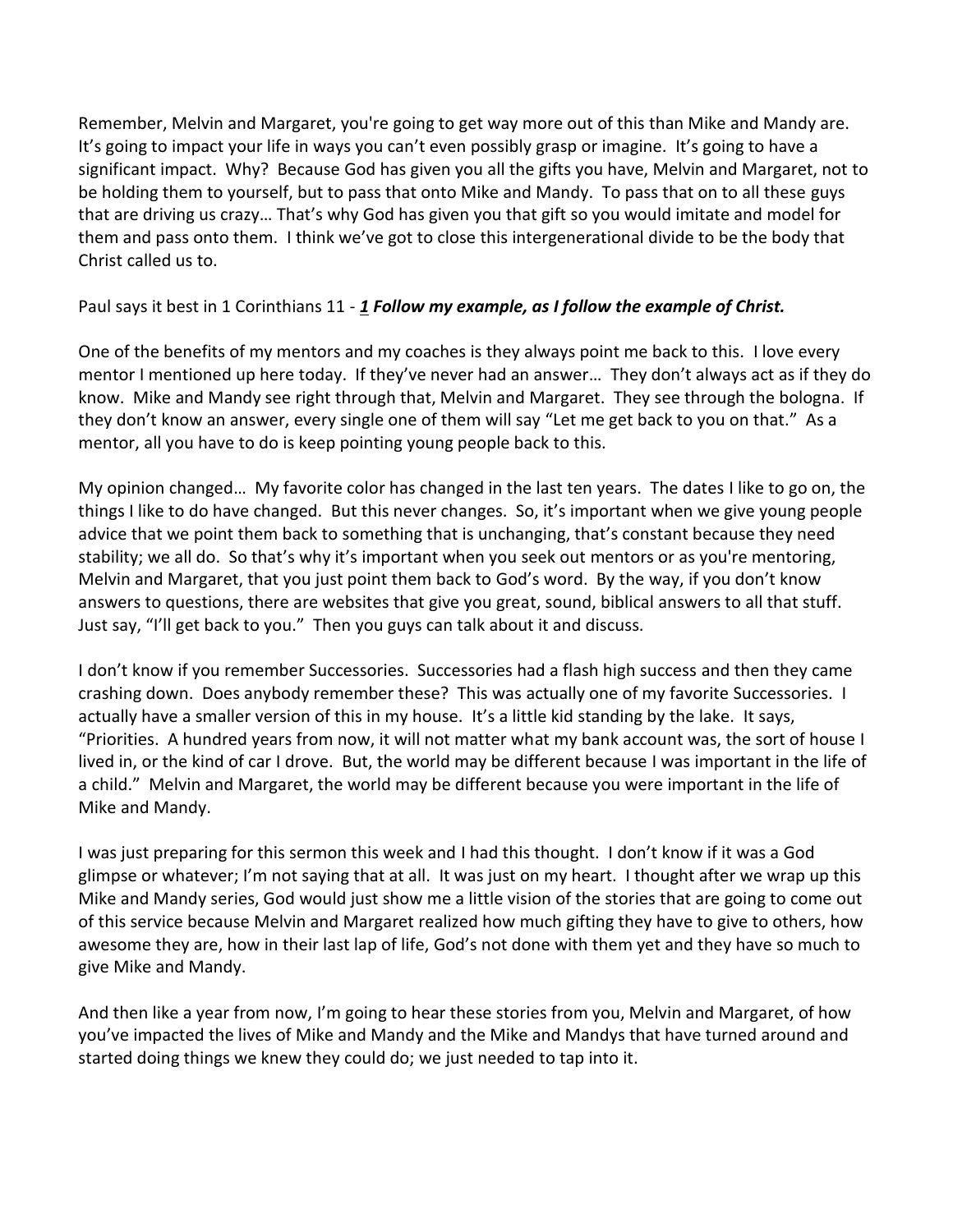Remember, Melvin and Margaret, you're going to get way more out of this than Mike and Mandy are. It's going to impact your life in ways you can't even possibly grasp or imagine. It's going to have a significant impact. Why? Because God has given you all the gifts you have, Melvin and Margaret, not to be holding them to yourself, but to pass that onto Mike and Mandy. To pass that on to all these guys that are driving us crazy… That's why God has given you that gift so you would imitate and model for them and pass onto them. I think we've got to close this intergenerational divide to be the body that Christ called us to.

Paul says it best in 1 Corinthians 11 - ***1 Follow my example, as I follow the example of Christ.***

One of the benefits of my mentors and my coaches is they always point me back to this. I love every mentor I mentioned up here today. If they've never had an answer… They don't always act as if they do know. Mike and Mandy see right through that, Melvin and Margaret. They see through the bologna. If they don't know an answer, every single one of them will say "Let me get back to you on that." As a mentor, all you have to do is keep pointing young people back to this.

My opinion changed… My favorite color has changed in the last ten years. The dates I like to go on, the things I like to do have changed. But this never changes. So, it's important when we give young people advice that we point them back to something that is unchanging, that's constant because they need stability; we all do. So that's why it's important when you seek out mentors or as you're mentoring, Melvin and Margaret, that you just point them back to God's word. By the way, if you don't know answers to questions, there are websites that give you great, sound, biblical answers to all that stuff. Just say, "I'll get back to you." Then you guys can talk about it and discuss.

I don't know if you remember Successories. Successories had a flash high success and then they came crashing down. Does anybody remember these? This was actually one of my favorite Successories. I actually have a smaller version of this in my house. It's a little kid standing by the lake. It says, "Priorities. A hundred years from now, it will not matter what my bank account was, the sort of house I lived in, or the kind of car I drove. But, the world may be different because I was important in the life of a child." Melvin and Margaret, the world may be different because you were important in the life of Mike and Mandy.

I was just preparing for this sermon this week and I had this thought. I don't know if it was a God glimpse or whatever; I'm not saying that at all. It was just on my heart. I thought after we wrap up this Mike and Mandy series, God would just show me a little vision of the stories that are going to come out of this service because Melvin and Margaret realized how much gifting they have to give to others, how awesome they are, how in their last lap of life, God's not done with them yet and they have so much to give Mike and Mandy.

And then like a year from now, I'm going to hear these stories from you, Melvin and Margaret, of how you've impacted the lives of Mike and Mandy and the Mike and Mandys that have turned around and started doing things we knew they could do; we just needed to tap into it.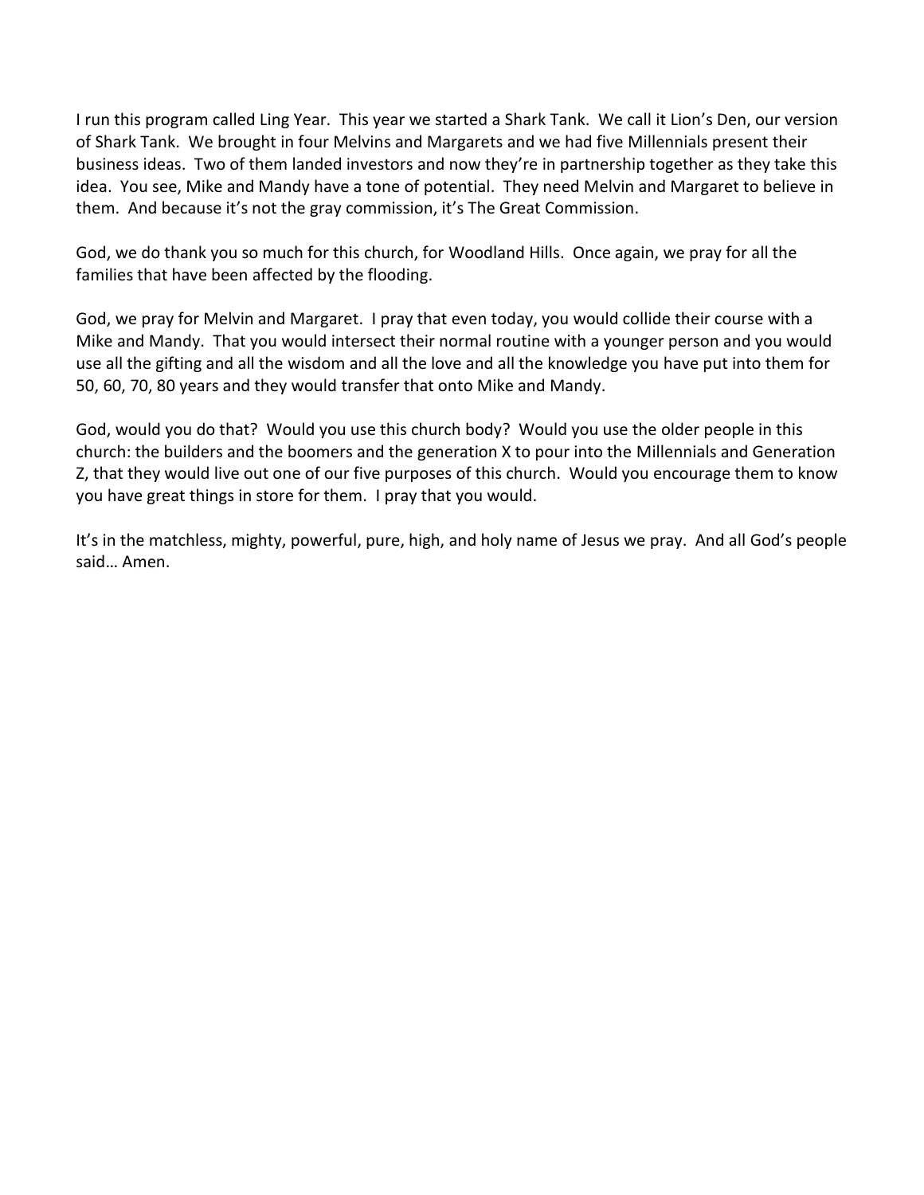I run this program called Ling Year. This year we started a Shark Tank. We call it Lion's Den, our version of Shark Tank. We brought in four Melvins and Margarets and we had five Millennials present their business ideas. Two of them landed investors and now they're in partnership together as they take this idea. You see, Mike and Mandy have a tone of potential. They need Melvin and Margaret to believe in them. And because it's not the gray commission, it's The Great Commission.

God, we do thank you so much for this church, for Woodland Hills. Once again, we pray for all the families that have been affected by the flooding.

God, we pray for Melvin and Margaret. I pray that even today, you would collide their course with a Mike and Mandy. That you would intersect their normal routine with a younger person and you would use all the gifting and all the wisdom and all the love and all the knowledge you have put into them for 50, 60, 70, 80 years and they would transfer that onto Mike and Mandy.

God, would you do that? Would you use this church body? Would you use the older people in this church: the builders and the boomers and the generation X to pour into the Millennials and Generation Z, that they would live out one of our five purposes of this church. Would you encourage them to know you have great things in store for them. I pray that you would.

It's in the matchless, mighty, powerful, pure, high, and holy name of Jesus we pray. And all God's people said… Amen.